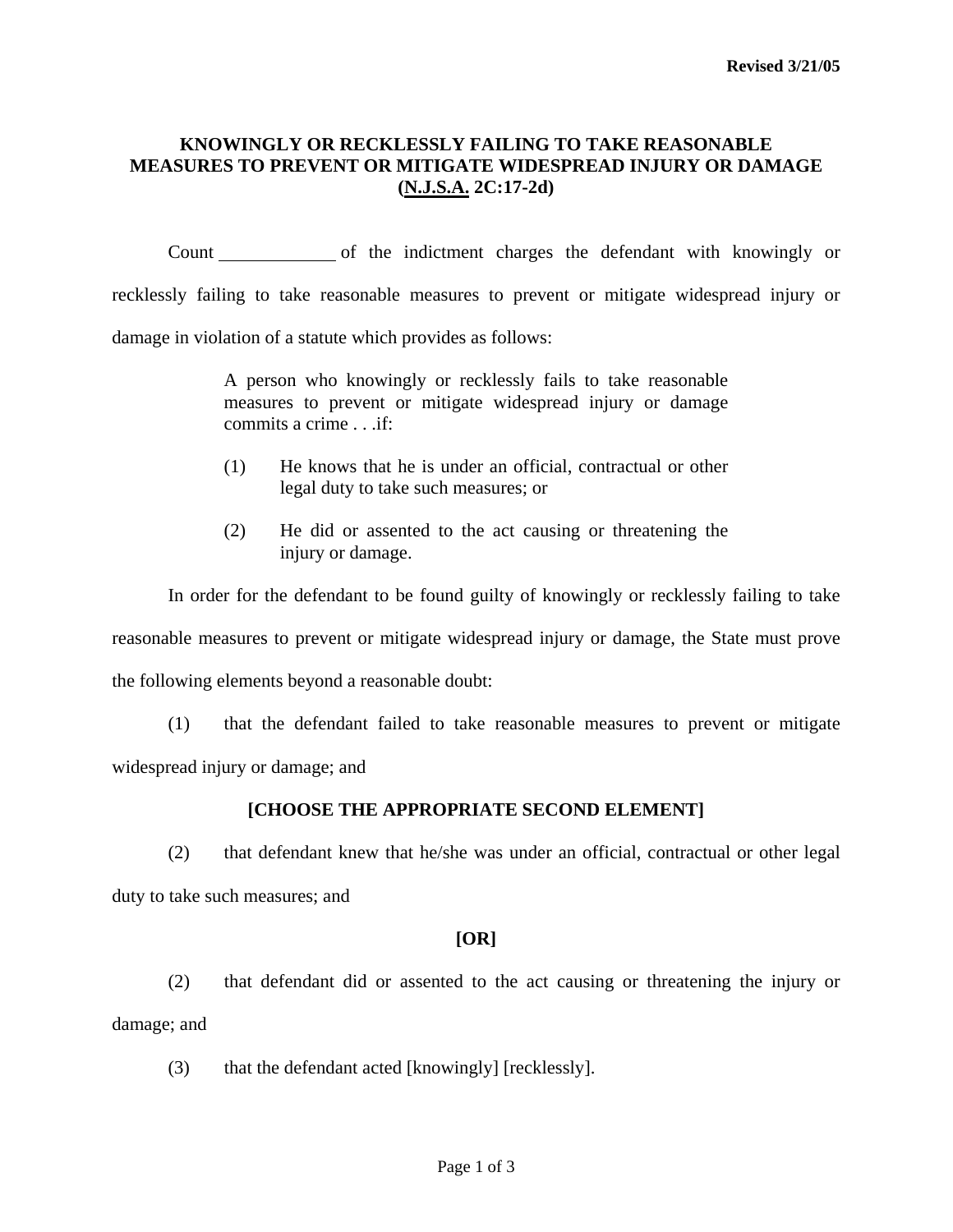Revised 3/21/05

**KNOWINGLY OR RECKLESSLY FAILING TO TAKE REASONABLE MEASURES TO PREVENT OR MITIGATE WIDESPREAD INJURY OR DAMAGE (N.J.S.A. 2C:17-2d)**

Count ____________ of the indictment charges the defendant with knowingly or recklessly failing to take reasonable measures to prevent or mitigate widespread injury or damage in violation of a statute which provides as follows:

> A person who knowingly or recklessly fails to take reasonable measures to prevent or mitigate widespread injury or damage commits a crime . . .if:
>
> (1) He knows that he is under an official, contractual or other legal duty to take such measures; or
>
> (2) He did or assented to the act causing or threatening the injury or damage.

In order for the defendant to be found guilty of knowingly or recklessly failing to take reasonable measures to prevent or mitigate widespread injury or damage, the State must prove the following elements beyond a reasonable doubt:

(1) that the defendant failed to take reasonable measures to prevent or mitigate widespread injury or damage; and

**[CHOOSE THE APPROPRIATE SECOND ELEMENT]**

(2) that defendant knew that he/she was under an official, contractual or other legal duty to take such measures; and

**[OR]**

(2) that defendant did or assented to the act causing or threatening the injury or damage; and

(3) that the defendant acted [knowingly] [recklessly].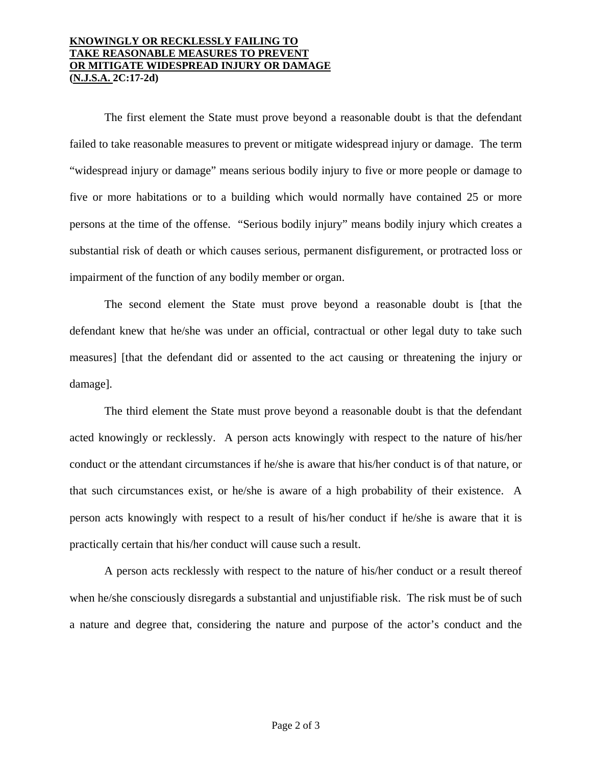**KNOWINGLY OR RECKLESSLY FAILING TO TAKE REASONABLE MEASURES TO PREVENT OR MITIGATE WIDESPREAD INJURY OR DAMAGE (N.J.S.A. 2C:17-2d)**

The first element the State must prove beyond a reasonable doubt is that the defendant failed to take reasonable measures to prevent or mitigate widespread injury or damage. The term "widespread injury or damage" means serious bodily injury to five or more people or damage to five or more habitations or to a building which would normally have contained 25 or more persons at the time of the offense. "Serious bodily injury" means bodily injury which creates a substantial risk of death or which causes serious, permanent disfigurement, or protracted loss or impairment of the function of any bodily member or organ.

The second element the State must prove beyond a reasonable doubt is [that the defendant knew that he/she was under an official, contractual or other legal duty to take such measures] [that the defendant did or assented to the act causing or threatening the injury or damage].

The third element the State must prove beyond a reasonable doubt is that the defendant acted knowingly or recklessly. A person acts knowingly with respect to the nature of his/her conduct or the attendant circumstances if he/she is aware that his/her conduct is of that nature, or that such circumstances exist, or he/she is aware of a high probability of their existence. A person acts knowingly with respect to a result of his/her conduct if he/she is aware that it is practically certain that his/her conduct will cause such a result.

A person acts recklessly with respect to the nature of his/her conduct or a result thereof when he/she consciously disregards a substantial and unjustifiable risk. The risk must be of such a nature and degree that, considering the nature and purpose of the actor's conduct and the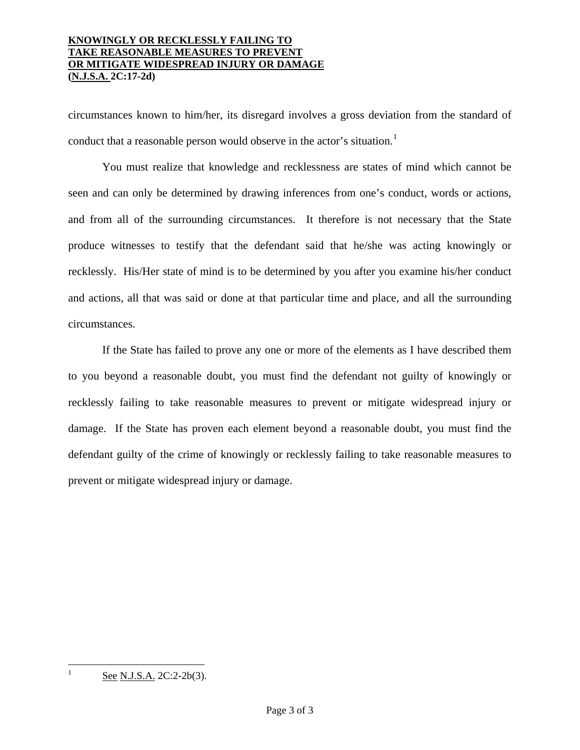circumstances known to him/her, its disregard involves a gross deviation from the standard of conduct that a reasonable person would observe in the actor's situation.[1]

You must realize that knowledge and recklessness are states of mind which cannot be seen and can only be determined by drawing inferences from one's conduct, words or actions, and from all of the surrounding circumstances. It therefore is not necessary that the State produce witnesses to testify that the defendant said that he/she was acting knowingly or recklessly. His/Her state of mind is to be determined by you after you examine his/her conduct and actions, all that was said or done at that particular time and place, and all the surrounding circumstances.

If the State has failed to prove any one or more of the elements as I have described them to you beyond a reasonable doubt, you must find the defendant not guilty of knowingly or recklessly failing to take reasonable measures to prevent or mitigate widespread injury or damage. If the State has proven each element beyond a reasonable doubt, you must find the defendant guilty of the crime of knowingly or recklessly failing to take reasonable measures to prevent or mitigate widespread injury or damage.

---

[1] See N.J.S.A. 2C:2-2b(3).